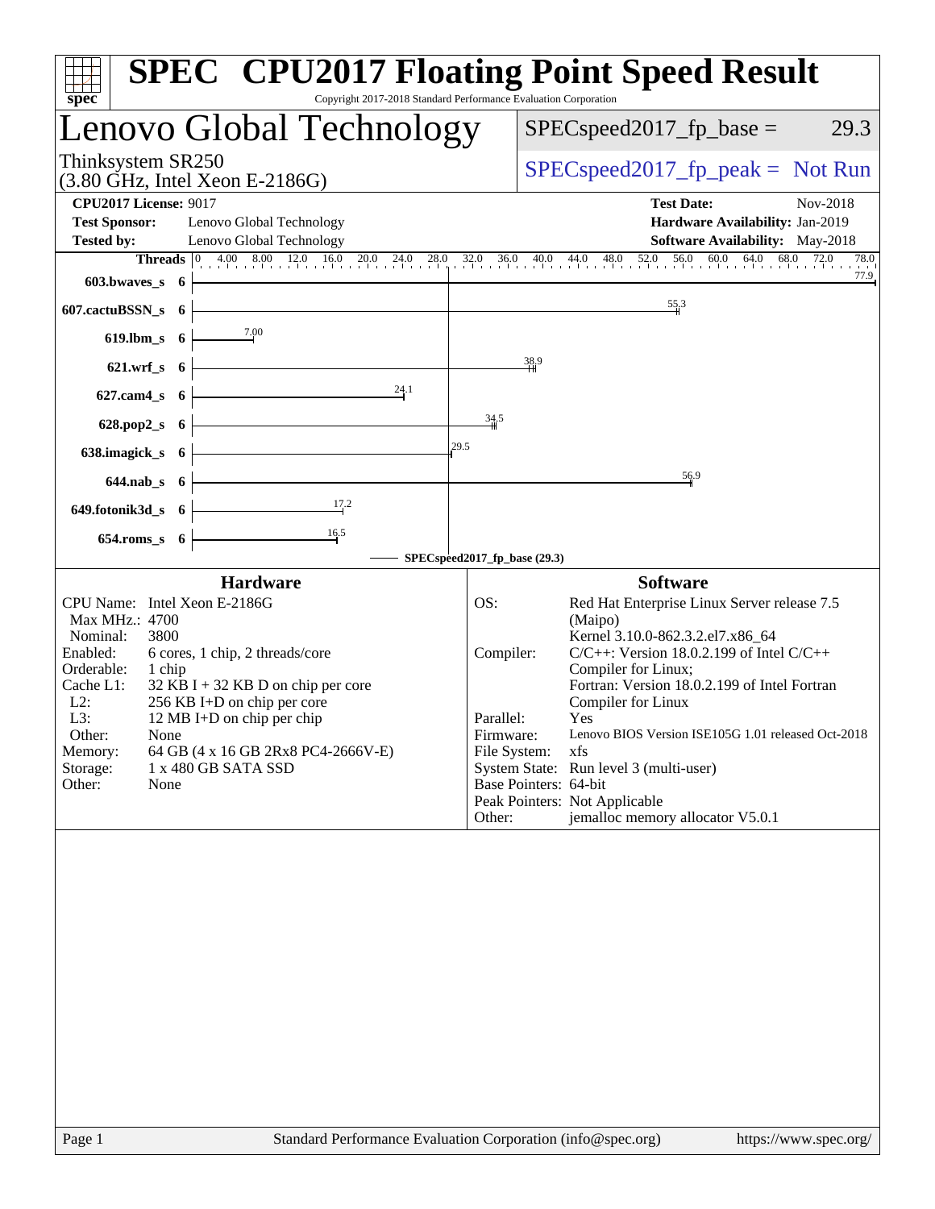# SPEC CPU2017 Floating Point Speed Result

Copyright 2017-2018 Standard Performance Evaluation Corporation

## Lenovo Global Technology

Thinksystem SR250
(3.80 GHz, Intel Xeon E-2186G)

SPECspeed2017_fp_base = 29.3

SPECspeed2017_fp_peak = Not Run

**CPU2017 License:** 9017
**Test Sponsor:** Lenovo Global Technology
**Tested by:** Lenovo Global Technology

**Test Date:** Nov-2018
**Hardware Availability:** Jan-2019
**Software Availability:** May-2018

| Benchmark | Threads | Base Ratio |
|---|---|---|
| 603.bwaves_s | 6 | 77.9 |
| 607.cactuBSSN_s | 6 | 55.3 |
| 619.lbm_s | 6 | 7.00 |
| 621.wrf_s | 6 | 38.9 |
| 627.cam4_s | 6 | 24.1 |
| 628.pop2_s | 6 | 34.5 |
| 638.imagick_s | 6 | 29.5 |
| 644.nab_s | 6 | 56.9 |
| 649.fotonik3d_s | 6 | 17.2 |
| 654.roms_s | 6 | 16.5 |

SPECspeed2017_fp_base (29.3)

### Hardware

| | |
|---|---|
| CPU Name: | Intel Xeon E-2186G |
| Max MHz.: | 4700 |
| Nominal: | 3800 |
| Enabled: | 6 cores, 1 chip, 2 threads/core |
| Orderable: | 1 chip |
| Cache L1: | 32 KB I + 32 KB D on chip per core |
| L2: | 256 KB I+D on chip per core |
| L3: | 12 MB I+D on chip per chip |
| Other: | None |
| Memory: | 64 GB (4 x 16 GB 2Rx8 PC4-2666V-E) |
| Storage: | 1 x 480 GB SATA SSD |
| Other: | None |

### Software

| | |
|---|---|
| OS: | Red Hat Enterprise Linux Server release 7.5 (Maipo) Kernel 3.10.0-862.3.2.el7.x86_64 |
| Compiler: | C/C++: Version 18.0.2.199 of Intel C/C++ Compiler for Linux; Fortran: Version 18.0.2.199 of Intel Fortran Compiler for Linux |
| Parallel: | Yes |
| Firmware: | Lenovo BIOS Version ISE105G 1.01 released Oct-2018 |
| File System: | xfs |
| System State: | Run level 3 (multi-user) |
| Base Pointers: | 64-bit |
| Peak Pointers: | Not Applicable |
| Other: | jemalloc memory allocator V5.0.1 |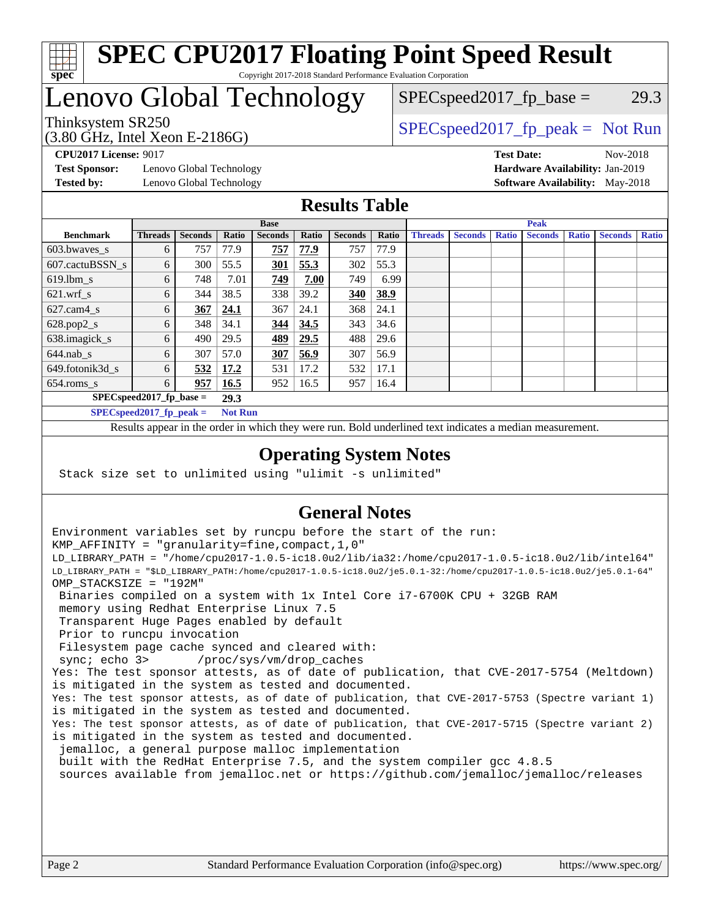# SPEC CPU2017 Floating Point Speed Result

Copyright 2017-2018 Standard Performance Evaluation Corporation

# Lenovo Global Technology

Thinksystem SR250
(3.80 GHz, Intel Xeon E-2186G)

SPECspeed2017_fp_base = 29.3

SPECspeed2017_fp_peak = Not Run

**CPU2017 License:** 9017
**Test Sponsor:** Lenovo Global Technology
**Tested by:** Lenovo Global Technology
**Test Date:** Nov-2018
**Hardware Availability:** Jan-2019
**Software Availability:** May-2018

## Results Table

| | Base | | | | | | | | Peak | | | | | | |
|---|---|---|---|---|---|---|---|---|---|---|---|---|---|---|---|
| **Benchmark** | **Threads** | **Seconds** | **Ratio** | **Seconds** | **Ratio** | **Seconds** | **Ratio** | **Threads** | **Seconds** | **Ratio** | **Seconds** | **Ratio** | **Seconds** | **Ratio** |
| 603.bwaves_s | 6 | 757 | 77.9 | **757** | **77.9** | 757 | 77.9 | | | | | | | |
| 607.cactuBSSN_s | 6 | 300 | 55.5 | **301** | **55.3** | 302 | 55.3 | | | | | | | |
| 619.lbm_s | 6 | 748 | 7.01 | **749** | **7.00** | 749 | 6.99 | | | | | | | |
| 621.wrf_s | 6 | 344 | 38.5 | 338 | 39.2 | **340** | **38.9** | | | | | | | |
| 627.cam4_s | 6 | **367** | **24.1** | 367 | 24.1 | 368 | 24.1 | | | | | | | |
| 628.pop2_s | 6 | 348 | 34.1 | **344** | **34.5** | 343 | 34.6 | | | | | | | |
| 638.imagick_s | 6 | 490 | 29.5 | **489** | **29.5** | 488 | 29.6 | | | | | | | |
| 644.nab_s | 6 | 307 | 57.0 | **307** | **56.9** | 307 | 56.9 | | | | | | | |
| 649.fotonik3d_s | 6 | **532** | **17.2** | 531 | 17.2 | 532 | 17.1 | | | | | | | |
| 654.roms_s | 6 | **957** | **16.5** | 952 | 16.5 | 957 | 16.4 | | | | | | | |
| **SPECspeed2017_fp_base =** | | | **29.3** | | | | | | | | | | | |
| **SPECspeed2017_fp_peak =** | | | **Not Run** | | | | | | | | | | | |

Results appear in the order in which they were run. Bold underlined text indicates a median measurement.

## Operating System Notes

```
Stack size set to unlimited using "ulimit -s unlimited"
```

## General Notes

```
Environment variables set by runcpu before the start of the run:
KMP_AFFINITY = "granularity=fine,compact,1,0"
LD_LIBRARY_PATH = "/home/cpu2017-1.0.5-ic18.0u2/lib/ia32:/home/cpu2017-1.0.5-ic18.0u2/lib/intel64"
LD_LIBRARY_PATH = "$LD_LIBRARY_PATH:/home/cpu2017-1.0.5-ic18.0u2/je5.0.1-32:/home/cpu2017-1.0.5-ic18.0u2/je5.0.1-64"
OMP_STACKSIZE = "192M"
 Binaries compiled on a system with 1x Intel Core i7-6700K CPU + 32GB RAM
 memory using Redhat Enterprise Linux 7.5
 Transparent Huge Pages enabled by default
 Prior to runcpu invocation
 Filesystem page cache synced and cleared with:
 sync; echo 3>       /proc/sys/vm/drop_caches
Yes: The test sponsor attests, as of date of publication, that CVE-2017-5754 (Meltdown)
is mitigated in the system as tested and documented.
Yes: The test sponsor attests, as of date of publication, that CVE-2017-5753 (Spectre variant 1)
is mitigated in the system as tested and documented.
Yes: The test sponsor attests, as of date of publication, that CVE-2017-5715 (Spectre variant 2)
is mitigated in the system as tested and documented.
 jemalloc, a general purpose malloc implementation
 built with the RedHat Enterprise 7.5, and the system compiler gcc 4.8.5
 sources available from jemalloc.net or https://github.com/jemalloc/jemalloc/releases
```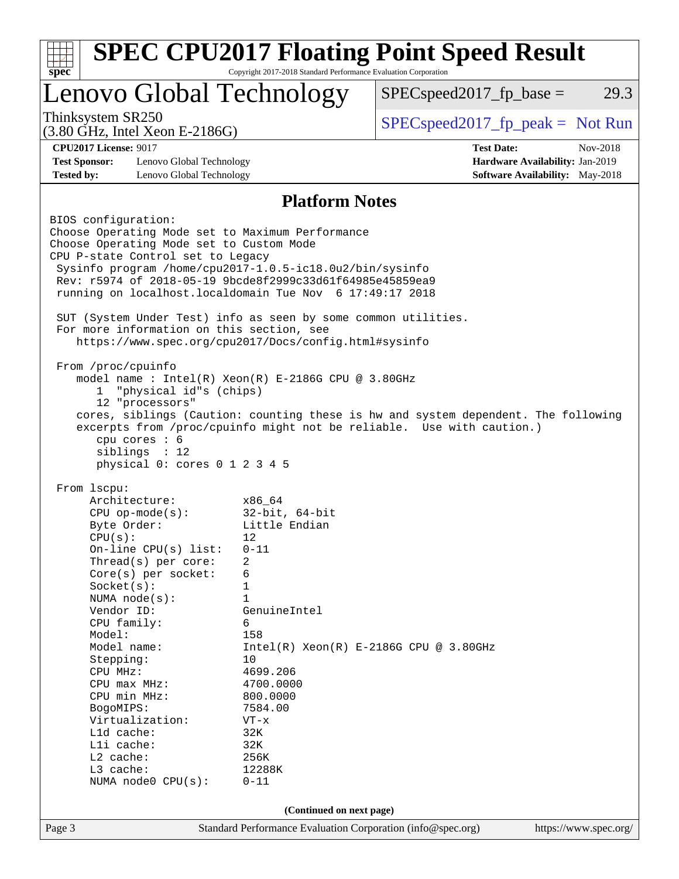# SPEC CPU2017 Floating Point Speed Result

Copyright 2017-2018 Standard Performance Evaluation Corporation

## Lenovo Global Technology

Thinksystem SR250
(3.80 GHz, Intel Xeon E-2186G)

SPECspeed2017_fp_base = 29.3

SPECspeed2017_fp_peak = Not Run

**CPU2017 License:** 9017
**Test Sponsor:** Lenovo Global Technology
**Tested by:** Lenovo Global Technology

**Test Date:** Nov-2018
**Hardware Availability:** Jan-2019
**Software Availability:** May-2018

### Platform Notes

```
BIOS configuration:
Choose Operating Mode set to Maximum Performance
Choose Operating Mode set to Custom Mode
CPU P-state Control set to Legacy
 Sysinfo program /home/cpu2017-1.0.5-ic18.0u2/bin/sysinfo
 Rev: r5974 of 2018-05-19 9bcde8f2999c33d61f64985e45859ea9
 running on localhost.localdomain Tue Nov  6 17:49:17 2018

 SUT (System Under Test) info as seen by some common utilities.
 For more information on this section, see
    https://www.spec.org/cpu2017/Docs/config.html#sysinfo

 From /proc/cpuinfo
    model name : Intel(R) Xeon(R) E-2186G CPU @ 3.80GHz
       1  "physical id"s (chips)
       12 "processors"
    cores, siblings (Caution: counting these is hw and system dependent. The following
    excerpts from /proc/cpuinfo might not be reliable.  Use with caution.)
       cpu cores : 6
       siblings  : 12
       physical 0: cores 0 1 2 3 4 5

 From lscpu:
      Architecture:          x86_64
      CPU op-mode(s):        32-bit, 64-bit
      Byte Order:            Little Endian
      CPU(s):                12
      On-line CPU(s) list:   0-11
      Thread(s) per core:    2
      Core(s) per socket:    6
      Socket(s):             1
      NUMA node(s):          1
      Vendor ID:             GenuineIntel
      CPU family:            6
      Model:                 158
      Model name:            Intel(R) Xeon(R) E-2186G CPU @ 3.80GHz
      Stepping:              10
      CPU MHz:               4699.206
      CPU max MHz:           4700.0000
      CPU min MHz:           800.0000
      BogoMIPS:              7584.00
      Virtualization:        VT-x
      L1d cache:             32K
      L1i cache:             32K
      L2 cache:              256K
      L3 cache:              12288K
      NUMA node0 CPU(s):     0-11
```

(Continued on next page)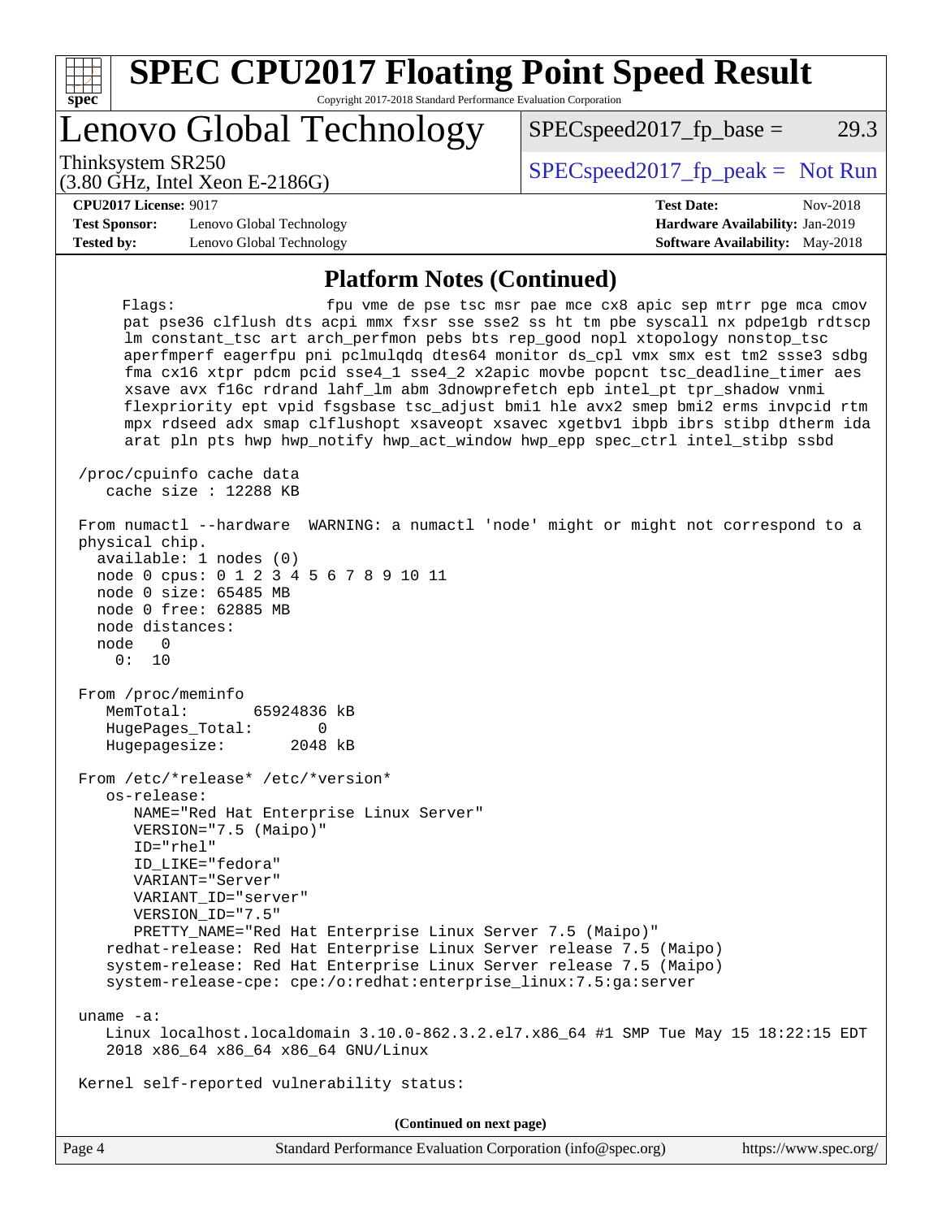## Platform Notes (Continued)

```
    Flags:                   fpu vme de pse tsc msr pae mce cx8 apic sep mtrr pge mca cmov
    pat pse36 clflush dts acpi mmx fxsr sse sse2 ss ht tm pbe syscall nx pdpe1gb rdtscp
    lm constant_tsc art arch_perfmon pebs bts rep_good nopl xtopology nonstop_tsc
    aperfmperf eagerfpu pni pclmulqdq dtes64 monitor ds_cpl vmx smx est tm2 ssse3 sdbg
    fma cx16 xtpr pdcm pcid sse4_1 sse4_2 x2apic movbe popcnt tsc_deadline_timer aes
    xsave avx f16c rdrand lahf_lm abm 3dnowprefetch epb intel_pt tpr_shadow vnmi
    flexpriority ept vpid fsgsbase tsc_adjust bmi1 hle avx2 smep bmi2 erms invpcid rtm
    mpx rdseed adx smap clflushopt xsaveopt xsavec xgetbv1 ibpb ibrs stibp dtherm ida
    arat pln pts hwp hwp_notify hwp_act_window hwp_epp spec_ctrl intel_stibp ssbd

/proc/cpuinfo cache data
   cache size : 12288 KB

From numactl --hardware  WARNING: a numactl 'node' might or might not correspond to a
physical chip.
  available: 1 nodes (0)
  node 0 cpus: 0 1 2 3 4 5 6 7 8 9 10 11
  node 0 size: 65485 MB
  node 0 free: 62885 MB
  node distances:
  node   0
    0:  10

From /proc/meminfo
   MemTotal:       65924836 kB
   HugePages_Total:       0
   Hugepagesize:       2048 kB

From /etc/*release* /etc/*version*
   os-release:
      NAME="Red Hat Enterprise Linux Server"
      VERSION="7.5 (Maipo)"
      ID="rhel"
      ID_LIKE="fedora"
      VARIANT="Server"
      VARIANT_ID="server"
      VERSION_ID="7.5"
      PRETTY_NAME="Red Hat Enterprise Linux Server 7.5 (Maipo)"
   redhat-release: Red Hat Enterprise Linux Server release 7.5 (Maipo)
   system-release: Red Hat Enterprise Linux Server release 7.5 (Maipo)
   system-release-cpe: cpe:/o:redhat:enterprise_linux:7.5:ga:server

uname -a:
   Linux localhost.localdomain 3.10.0-862.3.2.el7.x86_64 #1 SMP Tue May 15 18:22:15 EDT
   2018 x86_64 x86_64 x86_64 GNU/Linux

Kernel self-reported vulnerability status:
```

(Continued on next page)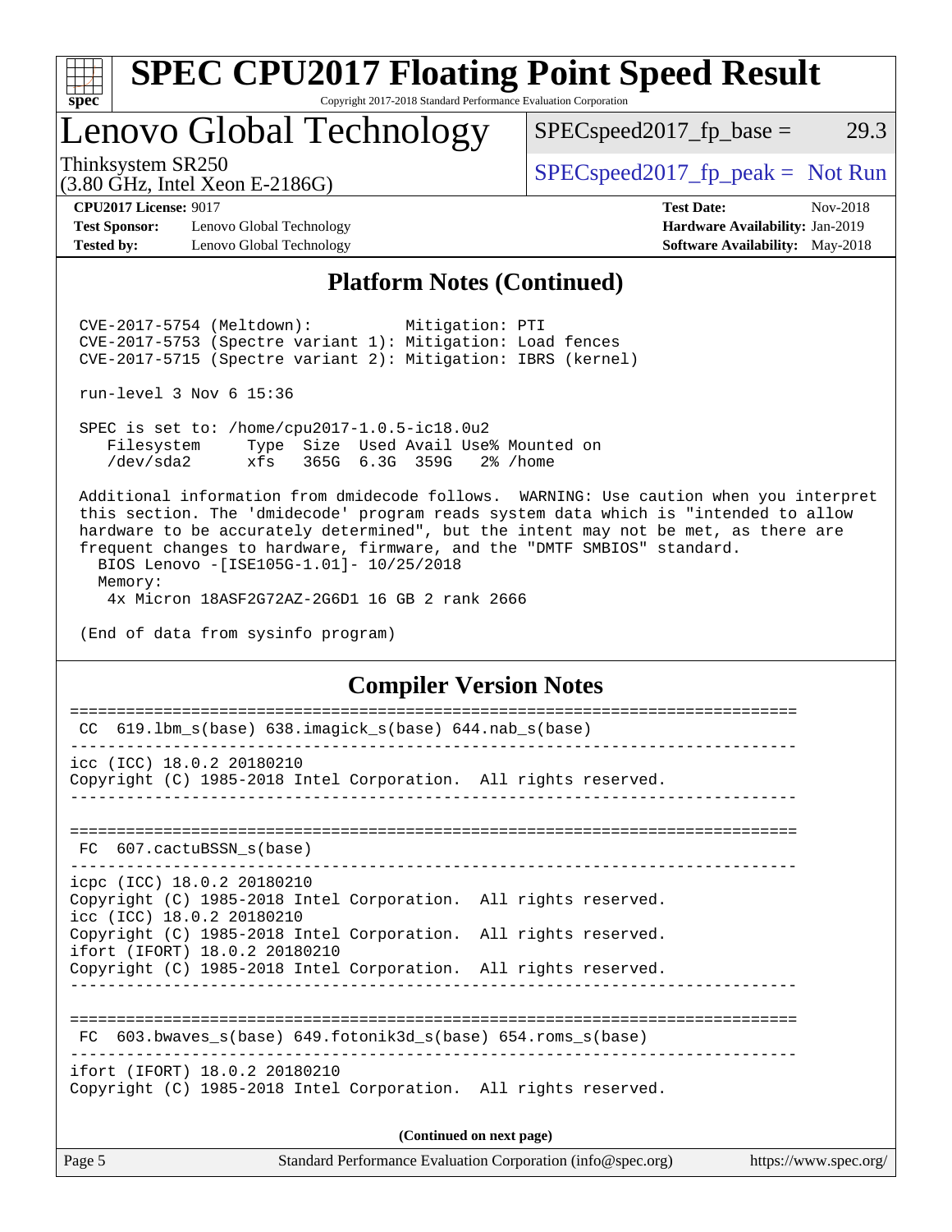# SPEC CPU2017 Floating Point Speed Result

Copyright 2017-2018 Standard Performance Evaluation Corporation

## Lenovo Global Technology

Thinksystem SR250
(3.80 GHz, Intel Xeon E-2186G)

SPECspeed2017_fp_base = 29.3

SPECspeed2017_fp_peak = Not Run

**CPU2017 License:** 9017
**Test Sponsor:** Lenovo Global Technology
**Tested by:** Lenovo Global Technology

**Test Date:** Nov-2018
**Hardware Availability:** Jan-2019
**Software Availability:** May-2018

### Platform Notes (Continued)

```
 CVE-2017-5754 (Meltdown):          Mitigation: PTI
 CVE-2017-5753 (Spectre variant 1): Mitigation: Load fences
 CVE-2017-5715 (Spectre variant 2): Mitigation: IBRS (kernel)

 run-level 3 Nov 6 15:36

 SPEC is set to: /home/cpu2017-1.0.5-ic18.0u2
    Filesystem     Type  Size  Used Avail Use% Mounted on
    /dev/sda2      xfs   365G  6.3G  359G   2% /home

 Additional information from dmidecode follows.  WARNING: Use caution when you interpret
 this section. The 'dmidecode' program reads system data which is "intended to allow
 hardware to be accurately determined", but the intent may not be met, as there are
 frequent changes to hardware, firmware, and the "DMTF SMBIOS" standard.
   BIOS Lenovo -[ISE105G-1.01]- 10/25/2018
   Memory:
    4x Micron 18ASF2G72AZ-2G6D1 16 GB 2 rank 2666

 (End of data from sysinfo program)
```

### Compiler Version Notes

```
==============================================================================
 CC  619.lbm_s(base) 638.imagick_s(base) 644.nab_s(base)
------------------------------------------------------------------------------
icc (ICC) 18.0.2 20180210
Copyright (C) 1985-2018 Intel Corporation.  All rights reserved.
------------------------------------------------------------------------------

==============================================================================
 FC  607.cactuBSSN_s(base)
------------------------------------------------------------------------------
icpc (ICC) 18.0.2 20180210
Copyright (C) 1985-2018 Intel Corporation.  All rights reserved.
icc (ICC) 18.0.2 20180210
Copyright (C) 1985-2018 Intel Corporation.  All rights reserved.
ifort (IFORT) 18.0.2 20180210
Copyright (C) 1985-2018 Intel Corporation.  All rights reserved.
------------------------------------------------------------------------------

==============================================================================
 FC  603.bwaves_s(base) 649.fotonik3d_s(base) 654.roms_s(base)
------------------------------------------------------------------------------
ifort (IFORT) 18.0.2 20180210
Copyright (C) 1985-2018 Intel Corporation.  All rights reserved.
```

**(Continued on next page)**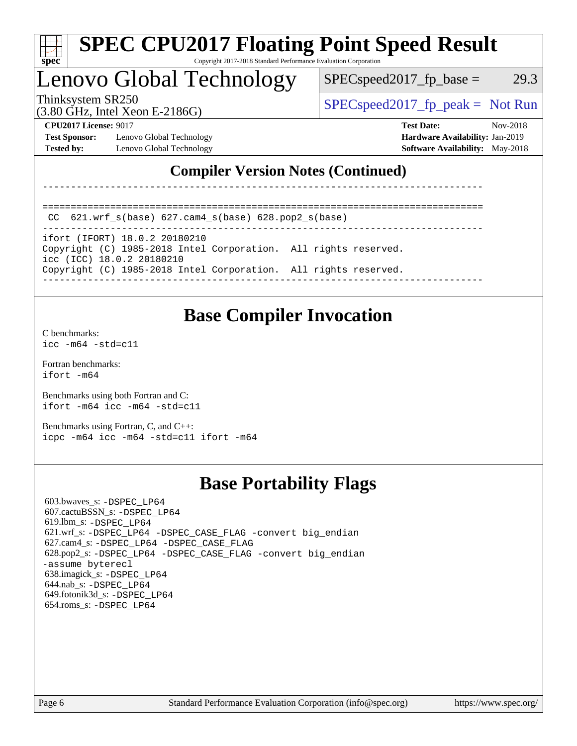## Compiler Version Notes (Continued)

```
------------------------------------------------------------------------------

==============================================================================
 CC  621.wrf_s(base) 627.cam4_s(base) 628.pop2_s(base)
------------------------------------------------------------------------------
ifort (IFORT) 18.0.2 20180210
Copyright (C) 1985-2018 Intel Corporation.  All rights reserved.
icc (ICC) 18.0.2 20180210
Copyright (C) 1985-2018 Intel Corporation.  All rights reserved.
------------------------------------------------------------------------------
```

## Base Compiler Invocation

C benchmarks:
`icc -m64 -std=c11`

Fortran benchmarks:
`ifort -m64`

Benchmarks using both Fortran and C:
`ifort -m64 icc -m64 -std=c11`

Benchmarks using Fortran, C, and C++:
`icpc -m64 icc -m64 -std=c11 ifort -m64`

## Base Portability Flags

603.bwaves_s: `-DSPEC_LP64`
607.cactuBSSN_s: `-DSPEC_LP64`
619.lbm_s: `-DSPEC_LP64`
621.wrf_s: `-DSPEC_LP64 -DSPEC_CASE_FLAG -convert big_endian`
627.cam4_s: `-DSPEC_LP64 -DSPEC_CASE_FLAG`
628.pop2_s: `-DSPEC_LP64 -DSPEC_CASE_FLAG -convert big_endian -assume byterecl`
638.imagick_s: `-DSPEC_LP64`
644.nab_s: `-DSPEC_LP64`
649.fotonik3d_s: `-DSPEC_LP64`
654.roms_s: `-DSPEC_LP64`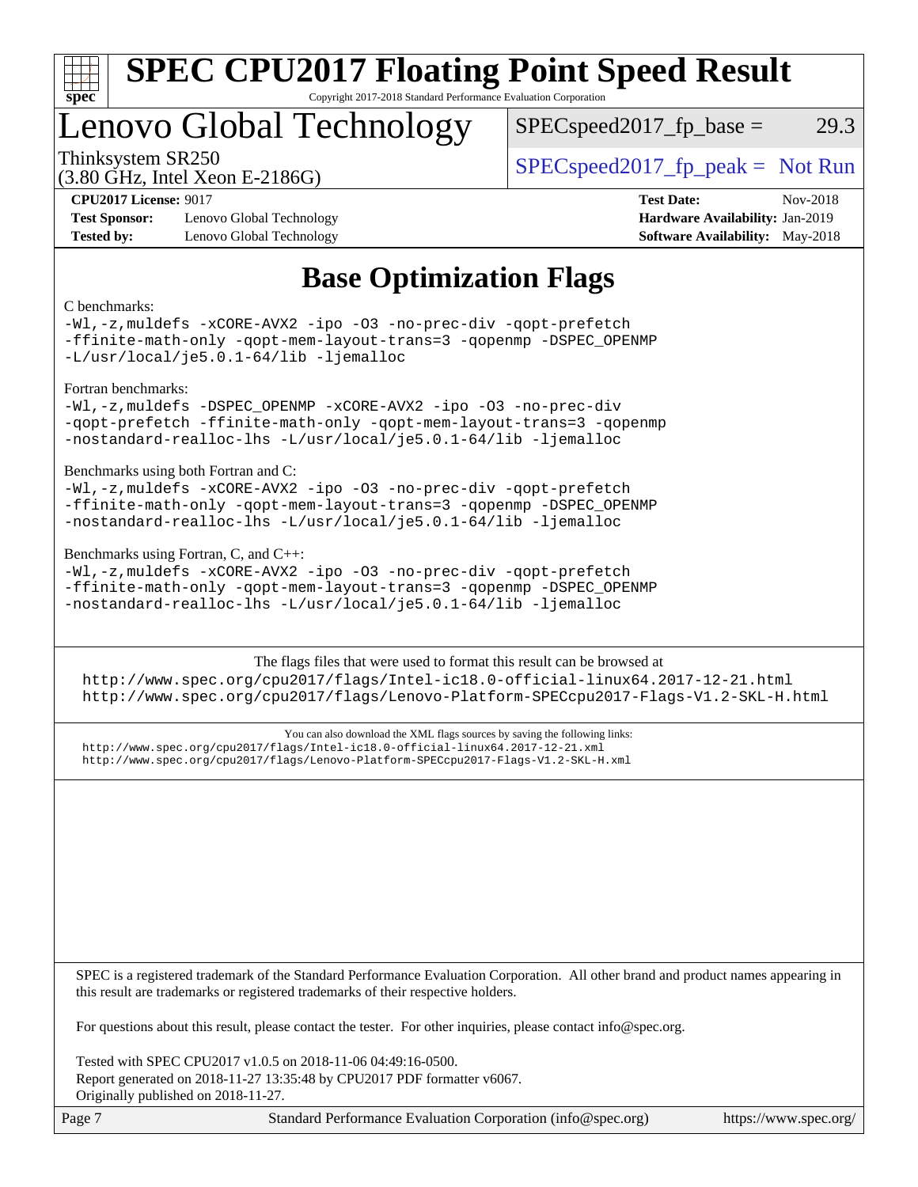# SPEC CPU2017 Floating Point Speed Result

Copyright 2017-2018 Standard Performance Evaluation Corporation

## Lenovo Global Technology

Thinksystem SR250
(3.80 GHz, Intel Xeon E-2186G)

SPECspeed2017_fp_base = 29.3

SPECspeed2017_fp_peak = Not Run

**CPU2017 License:** 9017
**Test Sponsor:** Lenovo Global Technology
**Tested by:** Lenovo Global Technology

**Test Date:** Nov-2018
**Hardware Availability:** Jan-2019
**Software Availability:** May-2018

# Base Optimization Flags

C benchmarks:

```
-Wl,-z,muldefs -xCORE-AVX2 -ipo -O3 -no-prec-div -qopt-prefetch
-ffinite-math-only -qopt-mem-layout-trans=3 -qopenmp -DSPEC_OPENMP
-L/usr/local/je5.0.1-64/lib -ljemalloc
```

Fortran benchmarks:

```
-Wl,-z,muldefs -DSPEC_OPENMP -xCORE-AVX2 -ipo -O3 -no-prec-div
-qopt-prefetch -ffinite-math-only -qopt-mem-layout-trans=3 -qopenmp
-nostandard-realloc-lhs -L/usr/local/je5.0.1-64/lib -ljemalloc
```

Benchmarks using both Fortran and C:

```
-Wl,-z,muldefs -xCORE-AVX2 -ipo -O3 -no-prec-div -qopt-prefetch
-ffinite-math-only -qopt-mem-layout-trans=3 -qopenmp -DSPEC_OPENMP
-nostandard-realloc-lhs -L/usr/local/je5.0.1-64/lib -ljemalloc
```

Benchmarks using Fortran, C, and C++:

```
-Wl,-z,muldefs -xCORE-AVX2 -ipo -O3 -no-prec-div -qopt-prefetch
-ffinite-math-only -qopt-mem-layout-trans=3 -qopenmp -DSPEC_OPENMP
-nostandard-realloc-lhs -L/usr/local/je5.0.1-64/lib -ljemalloc
```

The flags files that were used to format this result can be browsed at
http://www.spec.org/cpu2017/flags/Intel-ic18.0-official-linux64.2017-12-21.html
http://www.spec.org/cpu2017/flags/Lenovo-Platform-SPECcpu2017-Flags-V1.2-SKL-H.html

You can also download the XML flags sources by saving the following links:
http://www.spec.org/cpu2017/flags/Intel-ic18.0-official-linux64.2017-12-21.xml
http://www.spec.org/cpu2017/flags/Lenovo-Platform-SPECcpu2017-Flags-V1.2-SKL-H.xml

SPEC is a registered trademark of the Standard Performance Evaluation Corporation. All other brand and product names appearing in this result are trademarks or registered trademarks of their respective holders.

For questions about this result, please contact the tester. For other inquiries, please contact info@spec.org.

Tested with SPEC CPU2017 v1.0.5 on 2018-11-06 04:49:16-0500.
Report generated on 2018-11-27 13:35:48 by CPU2017 PDF formatter v6067.
Originally published on 2018-11-27.